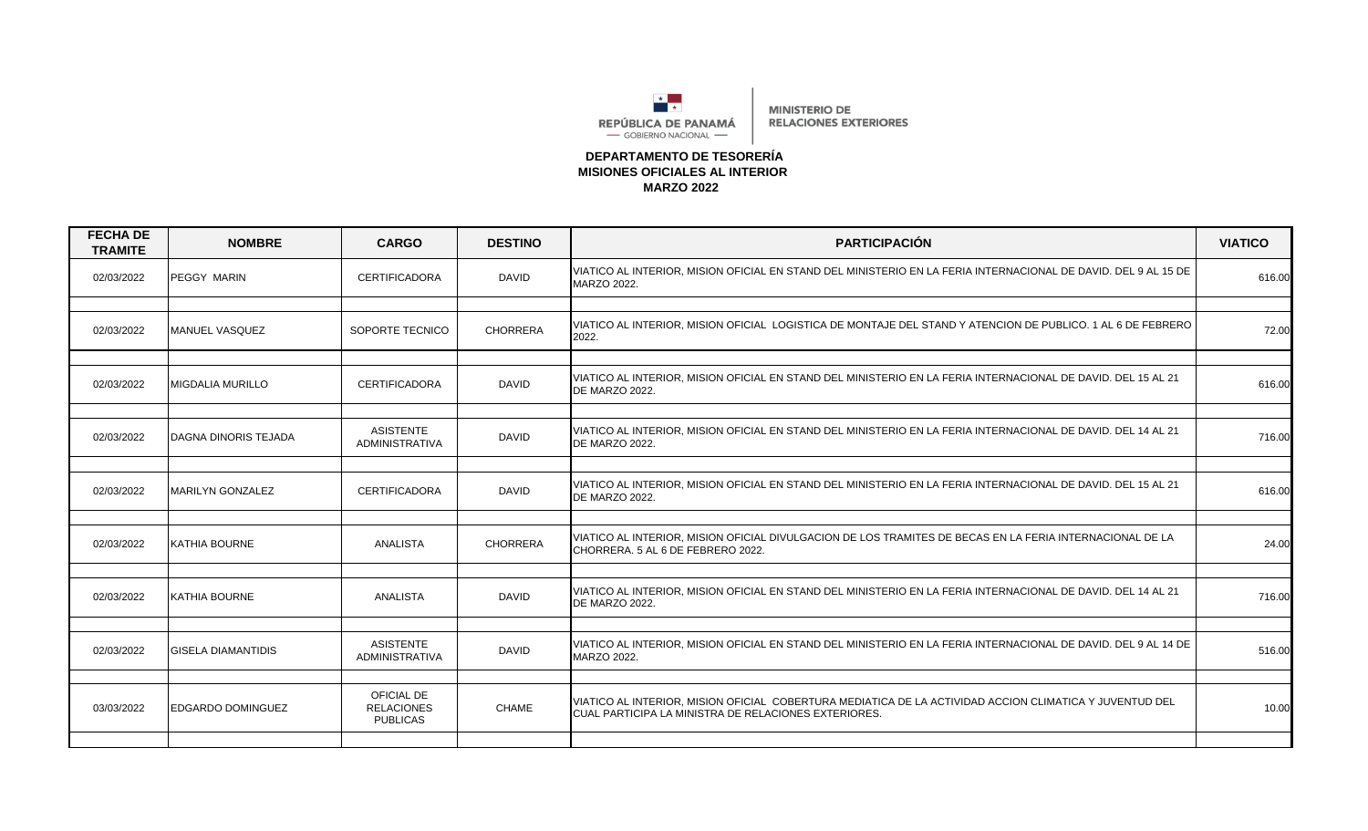REPÚBLICA DE PANAMÁ
— GOBIERNO NACIONAL —

MINISTERIO DE RELACIONES EXTERIORES

**DEPARTAMENTO DE TESORERÍA**
**MISIONES OFICIALES AL INTERIOR**
**MARZO 2022**

| FECHA DE TRAMITE | NOMBRE | CARGO | DESTINO | PARTICIPACIÓN | VIATICO |
|---|---|---|---|---|---|
| 02/03/2022 | PEGGY MARIN | CERTIFICADORA | DAVID | VIATICO AL INTERIOR, MISION OFICIAL EN STAND DEL MINISTERIO EN LA FERIA INTERNACIONAL DE DAVID. DEL 9 AL 15 DE MARZO 2022. | 616.00 |
| 02/03/2022 | MANUEL VASQUEZ | SOPORTE TECNICO | CHORRERA | VIATICO AL INTERIOR, MISION OFICIAL LOGISTICA DE MONTAJE DEL STAND Y ATENCION DE PUBLICO. 1 AL 6 DE FEBRERO 2022. | 72.00 |
| 02/03/2022 | MIGDALIA MURILLO | CERTIFICADORA | DAVID | VIATICO AL INTERIOR, MISION OFICIAL EN STAND DEL MINISTERIO EN LA FERIA INTERNACIONAL DE DAVID. DEL 15 AL 21 DE MARZO 2022. | 616.00 |
| 02/03/2022 | DAGNA DINORIS TEJADA | ASISTENTE ADMINISTRATIVA | DAVID | VIATICO AL INTERIOR, MISION OFICIAL EN STAND DEL MINISTERIO EN LA FERIA INTERNACIONAL DE DAVID. DEL 14 AL 21 DE MARZO 2022. | 716.00 |
| 02/03/2022 | MARILYN GONZALEZ | CERTIFICADORA | DAVID | VIATICO AL INTERIOR, MISION OFICIAL EN STAND DEL MINISTERIO EN LA FERIA INTERNACIONAL DE DAVID. DEL 15 AL 21 DE MARZO 2022. | 616.00 |
| 02/03/2022 | KATHIA BOURNE | ANALISTA | CHORRERA | VIATICO AL INTERIOR, MISION OFICIAL DIVULGACION DE LOS TRAMITES DE BECAS EN LA FERIA INTERNACIONAL DE LA CHORRERA. 5 AL 6 DE FEBRERO 2022. | 24.00 |
| 02/03/2022 | KATHIA BOURNE | ANALISTA | DAVID | VIATICO AL INTERIOR, MISION OFICIAL EN STAND DEL MINISTERIO EN LA FERIA INTERNACIONAL DE DAVID. DEL 14 AL 21 DE MARZO 2022. | 716.00 |
| 02/03/2022 | GISELA DIAMANTIDIS | ASISTENTE ADMINISTRATIVA | DAVID | VIATICO AL INTERIOR, MISION OFICIAL EN STAND DEL MINISTERIO EN LA FERIA INTERNACIONAL DE DAVID. DEL 9 AL 14 DE MARZO 2022. | 516.00 |
| 03/03/2022 | EDGARDO DOMINGUEZ | OFICIAL DE RELACIONES PUBLICAS | CHAME | VIATICO AL INTERIOR, MISION OFICIAL COBERTURA MEDIATICA DE LA ACTIVIDAD ACCION CLIMATICA Y JUVENTUD DEL CUAL PARTICIPA LA MINISTRA DE RELACIONES EXTERIORES. | 10.00 |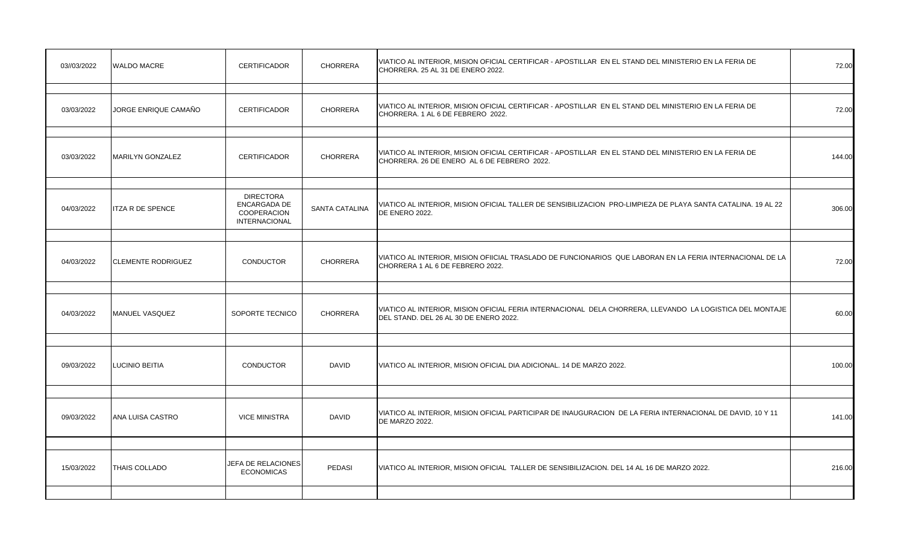| | | | | | |
|---|---|---|---|---|---|
| 03//03/2022 | WALDO MACRE | CERTIFICADOR | CHORRERA | VIATICO AL INTERIOR, MISION OFICIAL CERTIFICAR - APOSTILLAR EN EL STAND DEL MINISTERIO EN LA FERIA DE CHORRERA. 25 AL 31 DE ENERO 2022. | 72.00 |
| | | | | | |
| 03/03/2022 | JORGE ENRIQUE CAMAÑO | CERTIFICADOR | CHORRERA | VIATICO AL INTERIOR, MISION OFICIAL CERTIFICAR - APOSTILLAR EN EL STAND DEL MINISTERIO EN LA FERIA DE CHORRERA. 1 AL 6 DE FEBRERO 2022. | 72.00 |
| | | | | | |
| 03/03/2022 | MARILYN GONZALEZ | CERTIFICADOR | CHORRERA | VIATICO AL INTERIOR, MISION OFICIAL CERTIFICAR - APOSTILLAR EN EL STAND DEL MINISTERIO EN LA FERIA DE CHORRERA. 26 DE ENERO AL 6 DE FEBRERO 2022. | 144.00 |
| | | | | | |
| 04/03/2022 | ITZA R DE SPENCE | DIRECTORA ENCARGADA DE COOPERACION INTERNACIONAL | SANTA CATALINA | VIATICO AL INTERIOR, MISION OFICIAL TALLER DE SENSIBILIZACION PRO-LIMPIEZA DE PLAYA SANTA CATALINA. 19 AL 22 DE ENERO 2022. | 306.00 |
| | | | | | |
| 04/03/2022 | CLEMENTE RODRIGUEZ | CONDUCTOR | CHORRERA | VIATICO AL INTERIOR, MISION OFIICIAL TRASLADO DE FUNCIONARIOS QUE LABORAN EN LA FERIA INTERNACIONAL DE LA CHORRERA 1 AL 6 DE FEBRERO 2022. | 72.00 |
| | | | | | |
| 04/03/2022 | MANUEL VASQUEZ | SOPORTE TECNICO | CHORRERA | VIATICO AL INTERIOR, MISION OFICIAL FERIA INTERNACIONAL DELA CHORRERA, LLEVANDO LA LOGISTICA DEL MONTAJE DEL STAND. DEL 26 AL 30 DE ENERO 2022. | 60.00 |
| | | | | | |
| 09/03/2022 | LUCINIO BEITIA | CONDUCTOR | DAVID | VIATICO AL INTERIOR, MISION OFICIAL DIA ADICIONAL. 14 DE MARZO 2022. | 100.00 |
| | | | | | |
| 09/03/2022 | ANA LUISA CASTRO | VICE MINISTRA | DAVID | VIATICO AL INTERIOR, MISION OFICIAL PARTICIPAR DE INAUGURACION DE LA FERIA INTERNACIONAL DE DAVID, 10 Y 11 DE MARZO 2022. | 141.00 |
| | | | | | |
| 15/03/2022 | THAIS COLLADO | JEFA DE RELACIONES ECONOMICAS | PEDASI | VIATICO AL INTERIOR, MISION OFICIAL TALLER DE SENSIBILIZACION. DEL 14 AL 16 DE MARZO 2022. | 216.00 |
| | | | | | |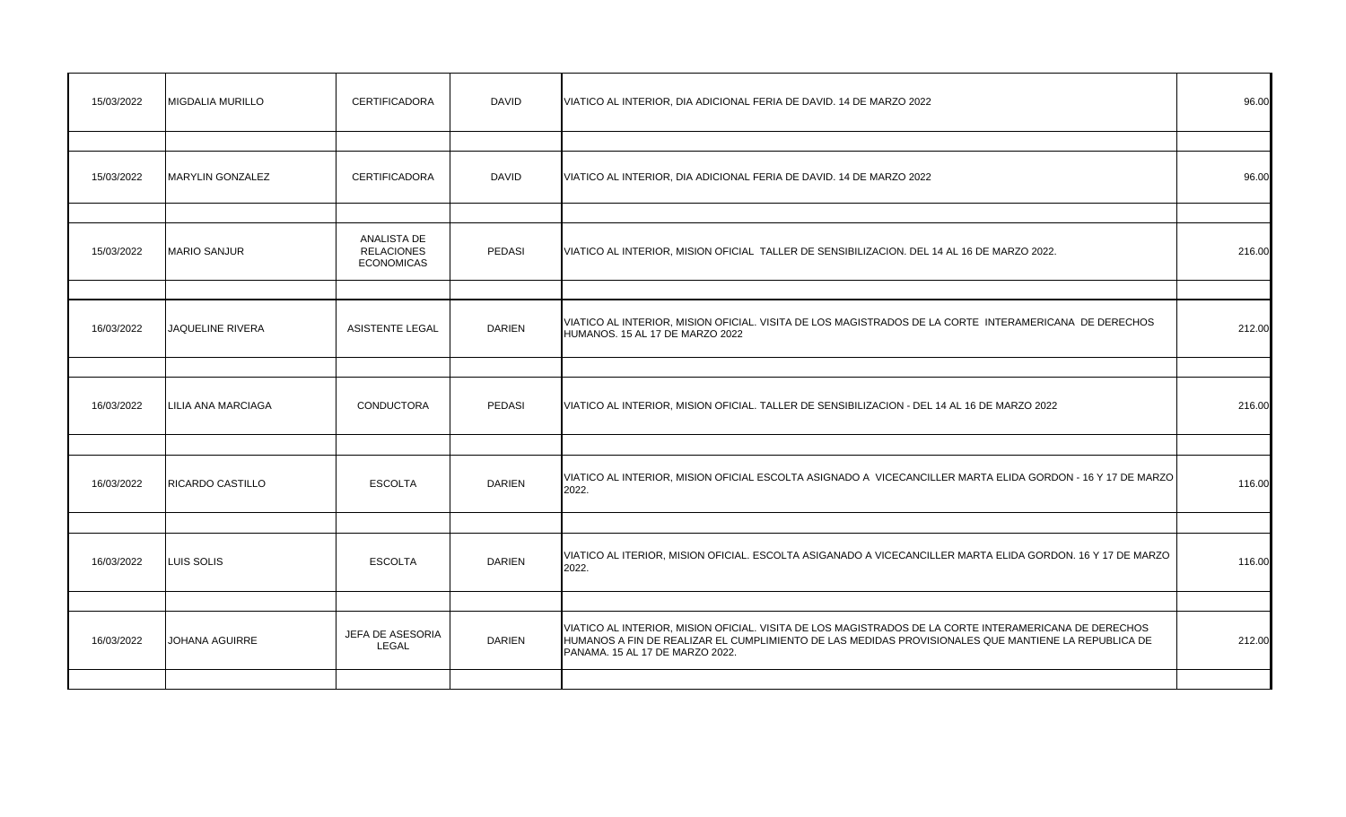| | | | | | |
|---|---|---|---|---|---|
| 15/03/2022 | MIGDALIA MURILLO | CERTIFICADORA | DAVID | VIATICO AL INTERIOR, DIA ADICIONAL FERIA DE DAVID. 14 DE MARZO 2022 | 96.00 |
| | | | | | |
| 15/03/2022 | MARYLIN GONZALEZ | CERTIFICADORA | DAVID | VIATICO AL INTERIOR, DIA ADICIONAL FERIA DE DAVID. 14 DE MARZO 2022 | 96.00 |
| | | | | | |
| 15/03/2022 | MARIO SANJUR | ANALISTA DE RELACIONES ECONOMICAS | PEDASI | VIATICO AL INTERIOR, MISION OFICIAL TALLER DE SENSIBILIZACION. DEL 14 AL 16 DE MARZO 2022. | 216.00 |
| | | | | | |
| 16/03/2022 | JAQUELINE RIVERA | ASISTENTE LEGAL | DARIEN | VIATICO AL INTERIOR, MISION OFICIAL. VISITA DE LOS MAGISTRADOS DE LA CORTE INTERAMERICANA DE DERECHOS HUMANOS. 15 AL 17 DE MARZO 2022 | 212.00 |
| | | | | | |
| 16/03/2022 | LILIA ANA MARCIAGA | CONDUCTORA | PEDASI | VIATICO AL INTERIOR, MISION OFICIAL. TALLER DE SENSIBILIZACION - DEL 14 AL 16 DE MARZO 2022 | 216.00 |
| | | | | | |
| 16/03/2022 | RICARDO CASTILLO | ESCOLTA | DARIEN | VIATICO AL INTERIOR, MISION OFICIAL ESCOLTA ASIGNADO A VICECANCILLER MARTA ELIDA GORDON - 16 Y 17 DE MARZO 2022. | 116.00 |
| | | | | | |
| 16/03/2022 | LUIS SOLIS | ESCOLTA | DARIEN | VIATICO AL ITERIOR, MISION OFICIAL. ESCOLTA ASIGANADO A VICECANCILLER MARTA ELIDA GORDON. 16 Y 17 DE MARZO 2022. | 116.00 |
| | | | | | |
| 16/03/2022 | JOHANA AGUIRRE | JEFA DE ASESORIA LEGAL | DARIEN | VIATICO AL INTERIOR, MISION OFICIAL. VISITA DE LOS MAGISTRADOS DE LA CORTE INTERAMERICANA DE DERECHOS HUMANOS A FIN DE REALIZAR EL CUMPLIMIENTO DE LAS MEDIDAS PROVISIONALES QUE MANTIENE LA REPUBLICA DE PANAMA. 15 AL 17 DE MARZO 2022. | 212.00 |
| | | | | | |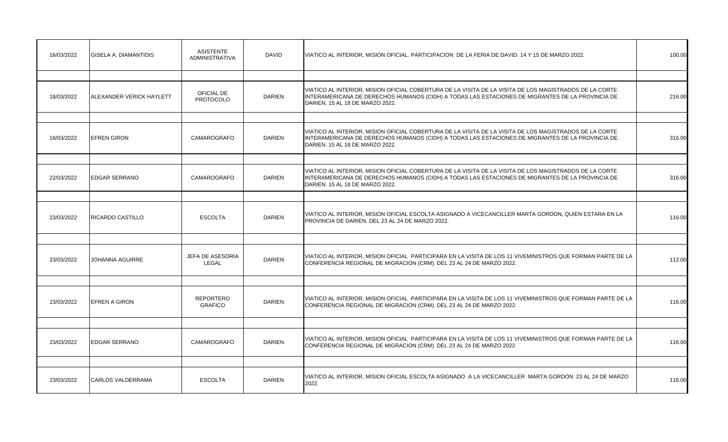| | | | | | |
|---|---|---|---|---|---|
| 16/03/2022 | GISELA A. DIAMANTIDIS | ASISTENTE ADMINISTRATIVA | DAVID | VIATICO AL INTERIOR, MISION OFICIAL. PARTICIPACION DE LA FERIA DE DAVID. 14 Y 15 DE MARZO 2022. | 100.00 |
| | | | | | |
| 18/03/2022 | ALEXANDER VERICK HAYLETT | OFICIAL DE PROTOCOLO | DARIEN | VIATICO AL INTERIOR, MISION OFICIAL COBERTURA DE LA VISITA DE LA VISITA DE LOS MAGISTRADOS DE LA CORTE INTERAMERICANA DE DERECHOS HUMANOS (CIDH) A TODAS LAS ESTACIONES DE MIGRANTES DE LA PROVINCIA DE DARIEN. 15 AL 18 DE MARZO 2022. | 216.00 |
| | | | | | |
| 18/03/2022 | EFREN GIRON | CAMAROGRAFO | DARIEN | VIATICO AL INTERIOR, MISION OFICIAL COBERTURA DE LA VISITA DE LA VISITA DE LOS MAGISTRADOS DE LA CORTE INTERAMERICANA DE DERECHOS HUMANOS (CIDH) A TODAS LAS ESTACIONES DE MIGRANTES DE LA PROVINCIA DE DARIEN. 15 AL 18 DE MARZO 2022. | 316.00 |
| | | | | | |
| 22/03/2022 | EDGAR SERRANO | CAMAROGRAFO | DARIEN | VIATICO AL INTERIOR, MISION OFICIAL COBERTURA DE LA VISITA DE LA VISITA DE LOS MAGISTRADOS DE LA CORTE INTERAMERICANA DE DERECHOS HUMANOS (CIDH) A TODAS LAS ESTACIONES DE MIGRANTES DE LA PROVINCIA DE DARIEN. 15 AL 18 DE MARZO 2022. | 316.00 |
| | | | | | |
| 23/03/2022 | RICARDO CASTILLO | ESCOLTA | DARIEN | VIATICO AL INTERIOR, MISION OFICIAL ESCOLTA ASIGNADO A VICECANCILLER MARTA GORDON, QUIEN ESTARA EN LA PROVINCIA DE DARIEN. DEL 23 AL 24 DE MARZO 2022. | 116.00 |
| | | | | | |
| 23/03/2022 | JOHANNA AGUIRRE | JEFA DE ASESORIA LEGAL | DARIEN | VIATICO AL INTERIOR, MISION OFICIAL PARTICIPARA EN LA VISITA DE LOS 11 VIVEMINISTROS QUE FORMAN PARTE DE LA CONFERENCIA REGIONAL DE MIGRACION (CRM). DEL 23 AL 24 DE MARZO 2022. | 112.00 |
| | | | | | |
| 23/03/2022 | EFREN A GIRON | REPORTERO GRAFICO | DARIEN | VIATICO AL INTERIOR, MISION OFICIAL PARTICIPARA EN LA VISITA DE LOS 11 VIVEMINISTROS QUE FORMAN PARTE DE LA CONFERENCIA REGIONAL DE MIGRACION (CRM). DEL 23 AL 24 DE MARZO 2022. | 116.00 |
| | | | | | |
| 23/03/2022 | EDGAR SERRANO | CAMAROGRAFO | DARIEN | VIATICO AL INTERIOR, MISION OFICIAL PARTICIPARA EN LA VISITA DE LOS 11 VIVEMINISTROS QUE FORMAN PARTE DE LA CONFERENCIA REGIONAL DE MIGRACION (CRM). DEL 23 AL 24 DE MARZO 2022. | 116.00 |
| | | | | | |
| 23/03/2022 | CARLOS VALDERRAMA | ESCOLTA | DARIEN | VIATICO AL INTERIOR, MISION OFICIAL ESCOLTA ASIGNADO A LA VICECANCILLER MARTA GORDON. 23 AL 24 DE MARZO 2022. | 116.00 |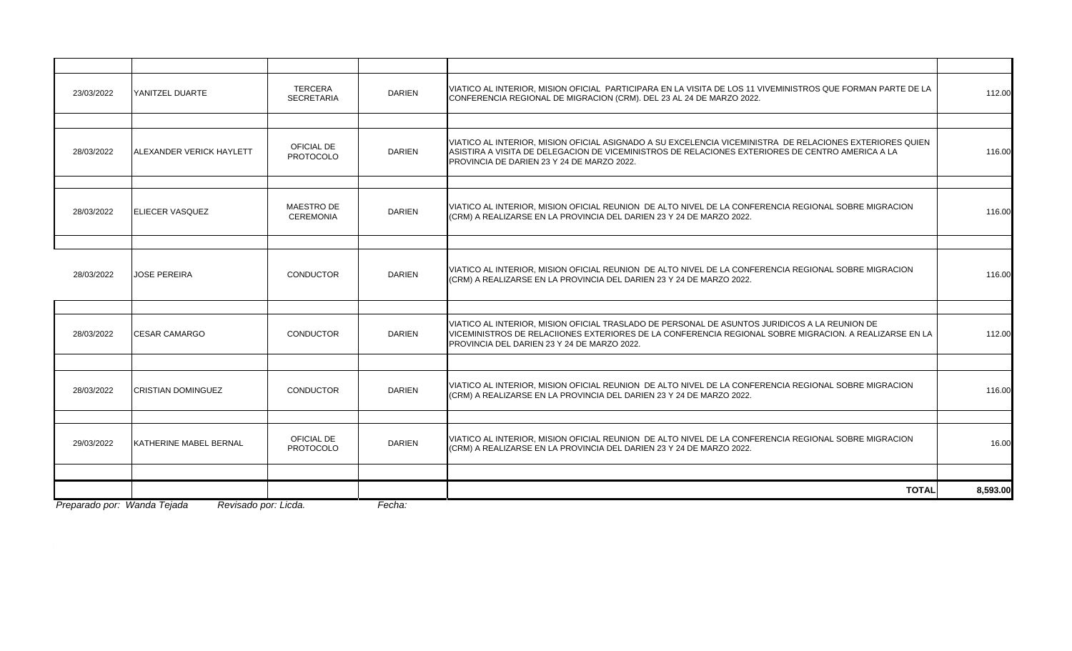| | | | | | |
|---|---|---|---|---|---|
| 23/03/2022 | YANITZEL DUARTE | TERCERA SECRETARIA | DARIEN | VIATICO AL INTERIOR, MISION OFICIAL PARTICIPARA EN LA VISITA DE LOS 11 VIVEMINISTROS QUE FORMAN PARTE DE LA CONFERENCIA REGIONAL DE MIGRACION (CRM). DEL 23 AL 24 DE MARZO 2022. | 112.00 |
| 28/03/2022 | ALEXANDER VERICK HAYLETT | OFICIAL DE PROTOCOLO | DARIEN | VIATICO AL INTERIOR, MISION OFICIAL ASIGNADO A SU EXCELENCIA VICEMINISTRA DE RELACIONES EXTERIORES QUIEN ASISTIRA A VISITA DE DELEGACION DE VICEMINISTROS DE RELACIONES EXTERIORES DE CENTRO AMERICA A LA PROVINCIA DE DARIEN 23 Y 24 DE MARZO 2022. | 116.00 |
| 28/03/2022 | ELIECER VASQUEZ | MAESTRO DE CEREMONIA | DARIEN | VIATICO AL INTERIOR, MISION OFICIAL REUNION DE ALTO NIVEL DE LA CONFERENCIA REGIONAL SOBRE MIGRACION (CRM) A REALIZARSE EN LA PROVINCIA DEL DARIEN 23 Y 24 DE MARZO 2022. | 116.00 |
| 28/03/2022 | JOSE PEREIRA | CONDUCTOR | DARIEN | VIATICO AL INTERIOR, MISION OFICIAL REUNION DE ALTO NIVEL DE LA CONFERENCIA REGIONAL SOBRE MIGRACION (CRM) A REALIZARSE EN LA PROVINCIA DEL DARIEN 23 Y 24 DE MARZO 2022. | 116.00 |
| 28/03/2022 | CESAR CAMARGO | CONDUCTOR | DARIEN | VIATICO AL INTERIOR, MISION OFICIAL TRASLADO DE PERSONAL DE ASUNTOS JURIDICOS A LA REUNION DE VICEMINISTROS DE RELACIIONES EXTERIORES DE LA CONFERENCIA REGIONAL SOBRE MIGRACION. A REALIZARSE EN LA PROVINCIA DEL DARIEN 23 Y 24 DE MARZO 2022. | 112.00 |
| 28/03/2022 | CRISTIAN DOMINGUEZ | CONDUCTOR | DARIEN | VIATICO AL INTERIOR, MISION OFICIAL REUNION DE ALTO NIVEL DE LA CONFERENCIA REGIONAL SOBRE MIGRACION (CRM) A REALIZARSE EN LA PROVINCIA DEL DARIEN 23 Y 24 DE MARZO 2022. | 116.00 |
| 29/03/2022 | KATHERINE MABEL BERNAL | OFICIAL DE PROTOCOLO | DARIEN | VIATICO AL INTERIOR, MISION OFICIAL REUNION DE ALTO NIVEL DE LA CONFERENCIA REGIONAL SOBRE MIGRACION (CRM) A REALIZARSE EN LA PROVINCIA DEL DARIEN 23 Y 24 DE MARZO 2022. | 16.00 |
| | | | | **TOTAL** | **8,593.00** |

*Preparado por: Wanda Tejada* *Revisado por: Licda.* *Fecha:*